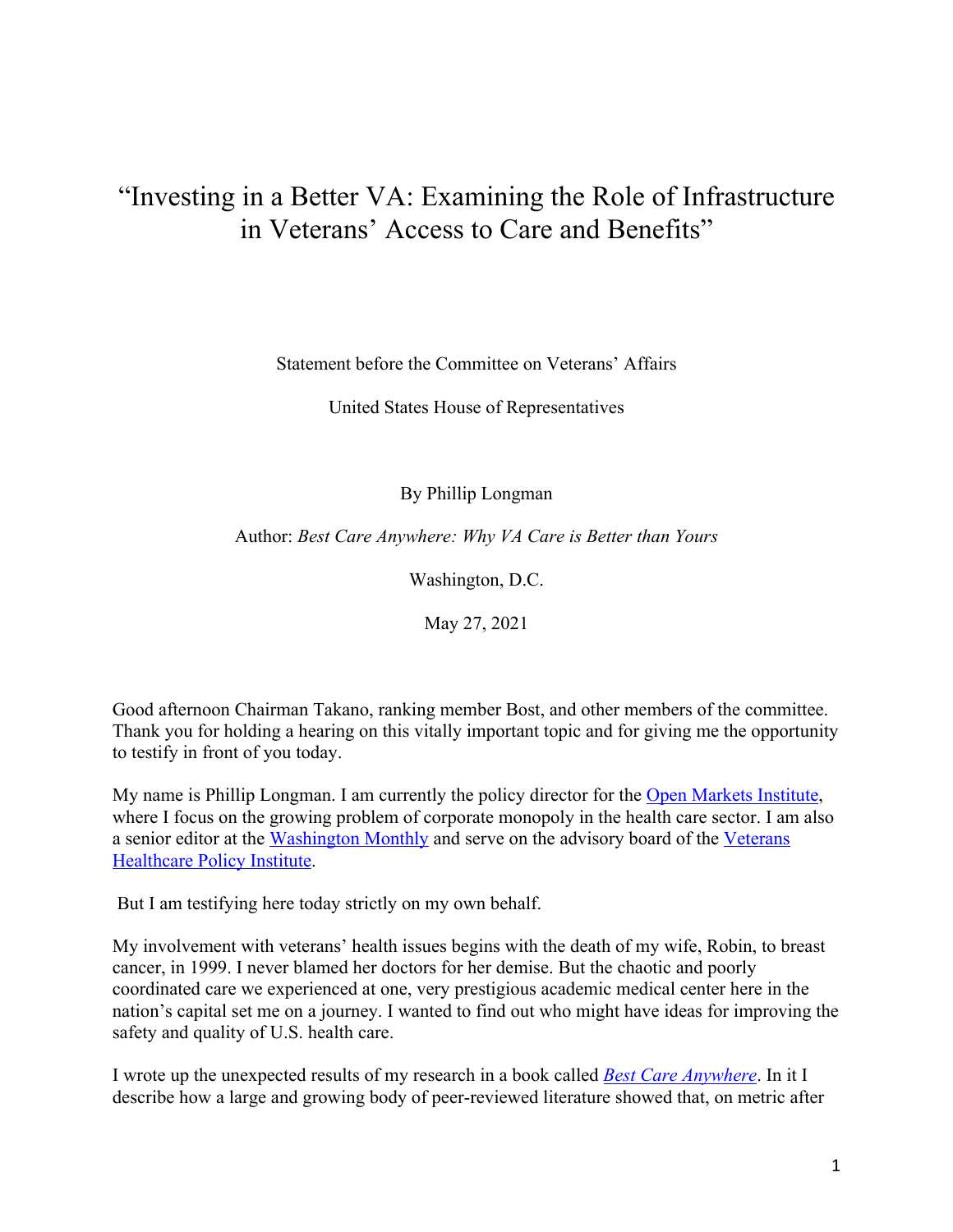# "Investing in a Better VA: Examining the Role of Infrastructure in Veterans' Access to Care and Benefits"

Statement before the Committee on Veterans' Affairs

United States House of Representatives

By Phillip Longman

Author: *Best Care Anywhere: Why VA Care is Better than Yours*

Washington, D.C.

May 27, 2021

Good afternoon Chairman Takano, ranking member Bost, and other members of the committee. Thank you for holding a hearing on this vitally important topic and for giving me the opportunity to testify in front of you today.

My name is Phillip Longman. I am currently the policy director for the Open Markets Institute, where I focus on the growing problem of corporate monopoly in the health care sector. I am also a senior editor at the Washington Monthly and serve on the advisory board of the Veterans Healthcare Policy Institute.

But I am testifying here today strictly on my own behalf.

My involvement with veterans' health issues begins with the death of my wife, Robin, to breast cancer, in 1999. I never blamed her doctors for her demise. But the chaotic and poorly coordinated care we experienced at one, very prestigious academic medical center here in the nation's capital set me on a journey. I wanted to find out who might have ideas for improving the safety and quality of U.S. health care.

I wrote up the unexpected results of my research in a book called *Best Care Anywhere*. In it I describe how a large and growing body of peer-reviewed literature showed that, on metric after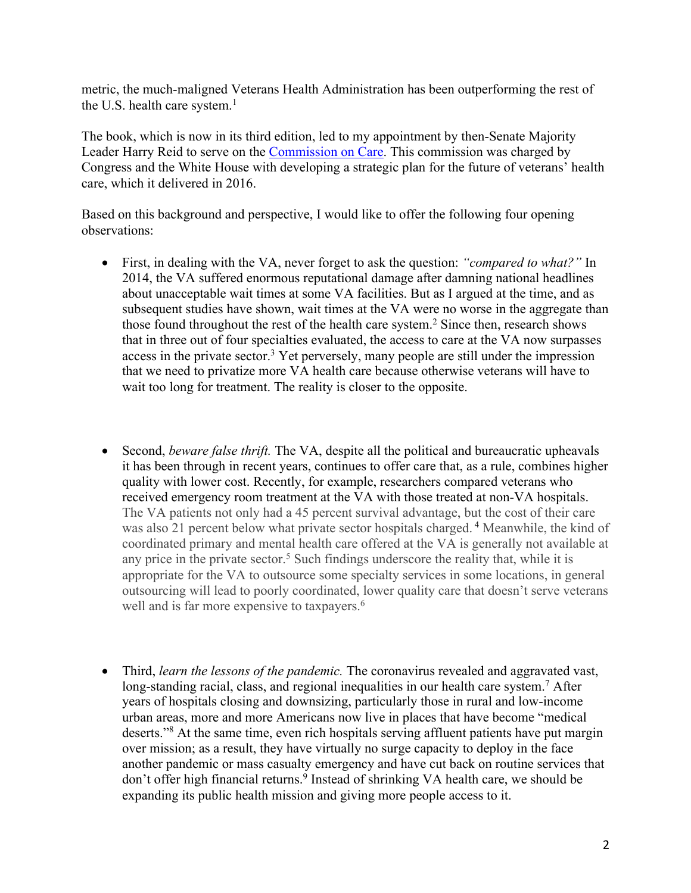metric, the much-maligned Veterans Health Administration has been outperforming the rest of the U.S. health care system.[1]

The book, which is now in its third edition, led to my appointment by then-Senate Majority Leader Harry Reid to serve on the [Commission on Care](). This commission was charged by Congress and the White House with developing a strategic plan for the future of veterans' health care, which it delivered in 2016.

Based on this background and perspective, I would like to offer the following four opening observations:

- First, in dealing with the VA, never forget to ask the question: *"compared to what?"* In 2014, the VA suffered enormous reputational damage after damning national headlines about unacceptable wait times at some VA facilities. But as I argued at the time, and as subsequent studies have shown, wait times at the VA were no worse in the aggregate than those found throughout the rest of the health care system.[2] Since then, research shows that in three out of four specialties evaluated, the access to care at the VA now surpasses access in the private sector.[3] Yet perversely, many people are still under the impression that we need to privatize more VA health care because otherwise veterans will have to wait too long for treatment. The reality is closer to the opposite.

- Second, *beware false thrift.* The VA, despite all the political and bureaucratic upheavals it has been through in recent years, continues to offer care that, as a rule, combines higher quality with lower cost. Recently, for example, researchers compared veterans who received emergency room treatment at the VA with those treated at non-VA hospitals. The VA patients not only had a 45 percent survival advantage, but the cost of their care was also 21 percent below what private sector hospitals charged.[4] Meanwhile, the kind of coordinated primary and mental health care offered at the VA is generally not available at any price in the private sector.[5] Such findings underscore the reality that, while it is appropriate for the VA to outsource some specialty services in some locations, in general outsourcing will lead to poorly coordinated, lower quality care that doesn't serve veterans well and is far more expensive to taxpayers.[6]

- Third, *learn the lessons of the pandemic.* The coronavirus revealed and aggravated vast, long-standing racial, class, and regional inequalities in our health care system.[7] After years of hospitals closing and downsizing, particularly those in rural and low-income urban areas, more and more Americans now live in places that have become "medical deserts."[8] At the same time, even rich hospitals serving affluent patients have put margin over mission; as a result, they have virtually no surge capacity to deploy in the face another pandemic or mass casualty emergency and have cut back on routine services that don't offer high financial returns.[9] Instead of shrinking VA health care, we should be expanding its public health mission and giving more people access to it.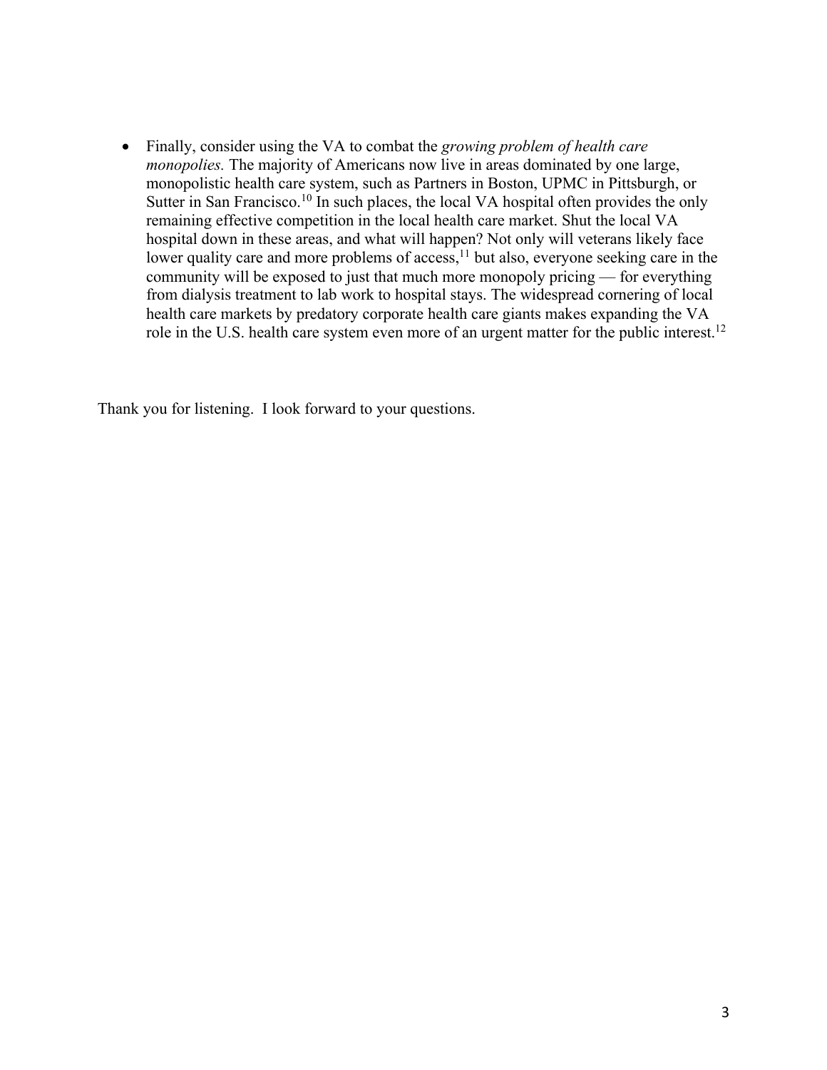- Finally, consider using the VA to combat the *growing problem of health care monopolies.* The majority of Americans now live in areas dominated by one large, monopolistic health care system, such as Partners in Boston, UPMC in Pittsburgh, or Sutter in San Francisco.[10] In such places, the local VA hospital often provides the only remaining effective competition in the local health care market. Shut the local VA hospital down in these areas, and what will happen? Not only will veterans likely face lower quality care and more problems of access,[11] but also, everyone seeking care in the community will be exposed to just that much more monopoly pricing — for everything from dialysis treatment to lab work to hospital stays. The widespread cornering of local health care markets by predatory corporate health care giants makes expanding the VA role in the U.S. health care system even more of an urgent matter for the public interest.[12]

Thank you for listening. I look forward to your questions.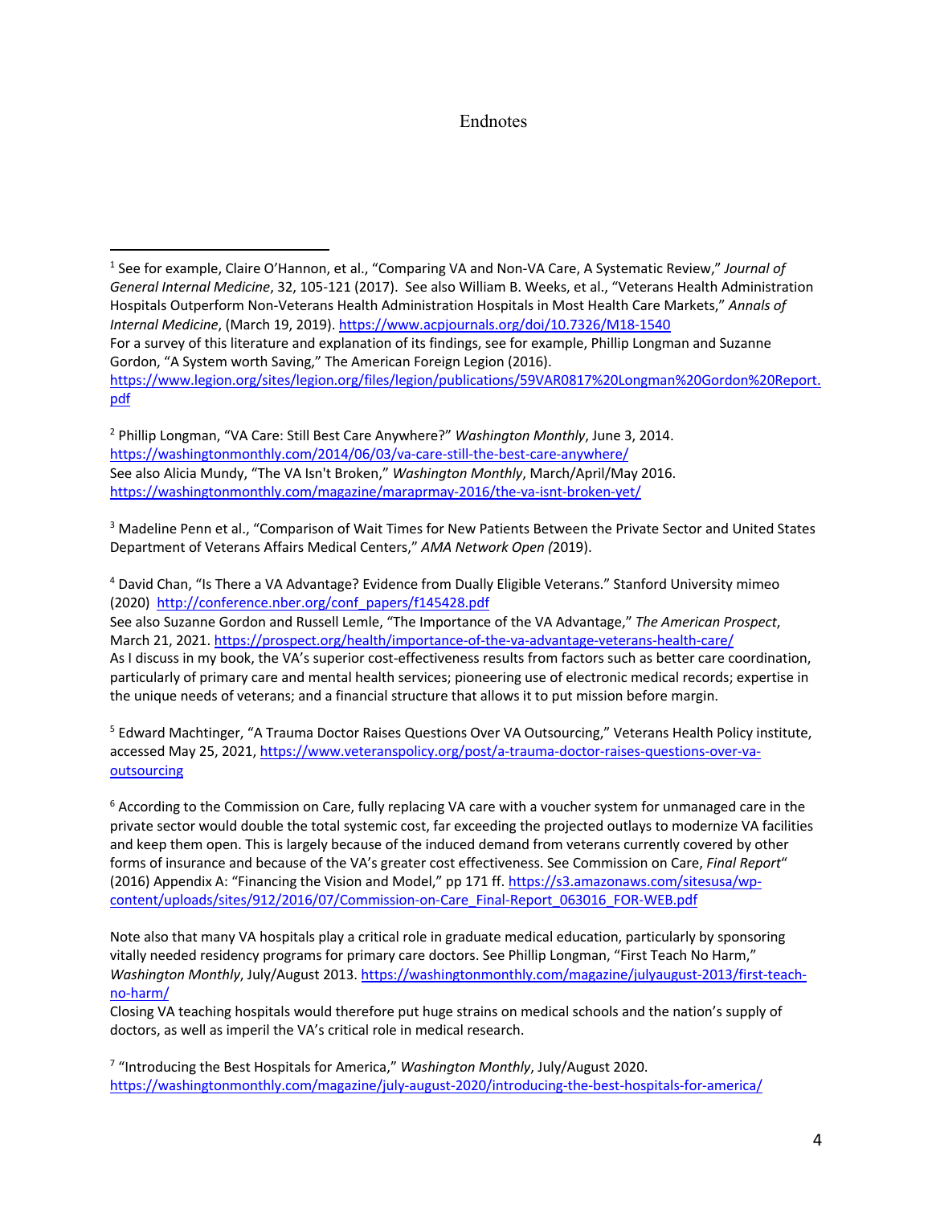# Endnotes

[1] See for example, Claire O'Hannon, et al., "Comparing VA and Non-VA Care, A Systematic Review," *Journal of General Internal Medicine*, 32, 105-121 (2017). See also William B. Weeks, et al., "Veterans Health Administration Hospitals Outperform Non-Veterans Health Administration Hospitals in Most Health Care Markets," *Annals of Internal Medicine*, (March 19, 2019). https://www.acpjournals.org/doi/10.7326/M18-1540
For a survey of this literature and explanation of its findings, see for example, Phillip Longman and Suzanne Gordon, "A System worth Saving," The American Foreign Legion (2016).
https://www.legion.org/sites/legion.org/files/legion/publications/59VAR0817%20Longman%20Gordon%20Report.pdf

[2] Phillip Longman, "VA Care: Still Best Care Anywhere?" *Washington Monthly*, June 3, 2014.
https://washingtonmonthly.com/2014/06/03/va-care-still-the-best-care-anywhere/
See also Alicia Mundy, "The VA Isn't Broken," *Washington Monthly*, March/April/May 2016.
https://washingtonmonthly.com/magazine/maraprmay-2016/the-va-isnt-broken-yet/

[3] Madeline Penn et al., "Comparison of Wait Times for New Patients Between the Private Sector and United States Department of Veterans Affairs Medical Centers," *AMA Network Open (*2019).

[4] David Chan, "Is There a VA Advantage? Evidence from Dually Eligible Veterans." Stanford University mimeo (2020) http://conference.nber.org/conf_papers/f145428.pdf
See also Suzanne Gordon and Russell Lemle, "The Importance of the VA Advantage," *The American Prospect*, March 21, 2021. https://prospect.org/health/importance-of-the-va-advantage-veterans-health-care/
As I discuss in my book, the VA's superior cost-effectiveness results from factors such as better care coordination, particularly of primary care and mental health services; pioneering use of electronic medical records; expertise in the unique needs of veterans; and a financial structure that allows it to put mission before margin.

[5] Edward Machtinger, "A Trauma Doctor Raises Questions Over VA Outsourcing," Veterans Health Policy institute, accessed May 25, 2021, https://www.veteranspolicy.org/post/a-trauma-doctor-raises-questions-over-va-outsourcing

[6] According to the Commission on Care, fully replacing VA care with a voucher system for unmanaged care in the private sector would double the total systemic cost, far exceeding the projected outlays to modernize VA facilities and keep them open. This is largely because of the induced demand from veterans currently covered by other forms of insurance and because of the VA's greater cost effectiveness. See Commission on Care, *Final Report*" (2016) Appendix A: "Financing the Vision and Model," pp 171 ff. https://s3.amazonaws.com/sitesusa/wp-content/uploads/sites/912/2016/07/Commission-on-Care_Final-Report_063016_FOR-WEB.pdf

Note also that many VA hospitals play a critical role in graduate medical education, particularly by sponsoring vitally needed residency programs for primary care doctors. See Phillip Longman, "First Teach No Harm," *Washington Monthly*, July/August 2013. https://washingtonmonthly.com/magazine/julyaugust-2013/first-teach-no-harm/
Closing VA teaching hospitals would therefore put huge strains on medical schools and the nation's supply of doctors, as well as imperil the VA's critical role in medical research.

[7] "Introducing the Best Hospitals for America," *Washington Monthly*, July/August 2020.
https://washingtonmonthly.com/magazine/july-august-2020/introducing-the-best-hospitals-for-america/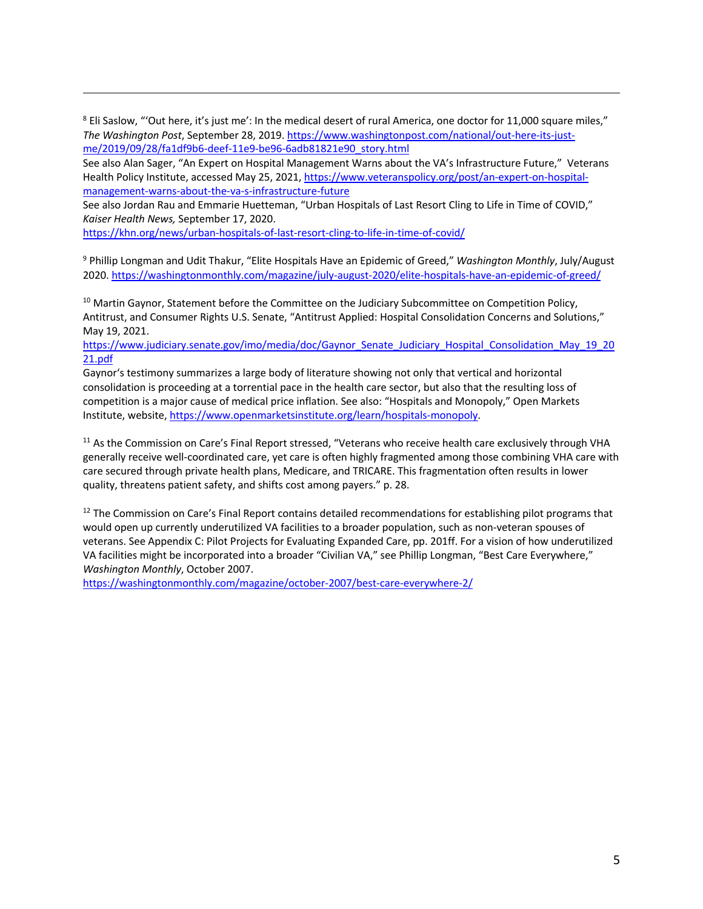[8] Eli Saslow, "'Out here, it's just me': In the medical desert of rural America, one doctor for 11,000 square miles," *The Washington Post*, September 28, 2019. https://www.washingtonpost.com/national/out-here-its-just-me/2019/09/28/fa1df9b6-deef-11e9-be96-6adb81821e90_story.html
See also Alan Sager, "An Expert on Hospital Management Warns about the VA's Infrastructure Future," Veterans Health Policy Institute, accessed May 25, 2021, https://www.veteranspolicy.org/post/an-expert-on-hospital-management-warns-about-the-va-s-infrastructure-future
See also Jordan Rau and Emmarie Huetteman, "Urban Hospitals of Last Resort Cling to Life in Time of COVID," *Kaiser Health News,* September 17, 2020.
https://khn.org/news/urban-hospitals-of-last-resort-cling-to-life-in-time-of-covid/

[9] Phillip Longman and Udit Thakur, "Elite Hospitals Have an Epidemic of Greed," *Washington Monthly*, July/August 2020. https://washingtonmonthly.com/magazine/july-august-2020/elite-hospitals-have-an-epidemic-of-greed/

[10] Martin Gaynor, Statement before the Committee on the Judiciary Subcommittee on Competition Policy, Antitrust, and Consumer Rights U.S. Senate, "Antitrust Applied: Hospital Consolidation Concerns and Solutions," May 19, 2021.
https://www.judiciary.senate.gov/imo/media/doc/Gaynor_Senate_Judiciary_Hospital_Consolidation_May_19_2021.pdf
Gaynor's testimony summarizes a large body of literature showing not only that vertical and horizontal consolidation is proceeding at a torrential pace in the health care sector, but also that the resulting loss of competition is a major cause of medical price inflation. See also: "Hospitals and Monopoly," Open Markets Institute, website, https://www.openmarketsinstitute.org/learn/hospitals-monopoly.

[11] As the Commission on Care's Final Report stressed, "Veterans who receive health care exclusively through VHA generally receive well-coordinated care, yet care is often highly fragmented among those combining VHA care with care secured through private health plans, Medicare, and TRICARE. This fragmentation often results in lower quality, threatens patient safety, and shifts cost among payers." p. 28.

[12] The Commission on Care's Final Report contains detailed recommendations for establishing pilot programs that would open up currently underutilized VA facilities to a broader population, such as non-veteran spouses of veterans. See Appendix C: Pilot Projects for Evaluating Expanded Care, pp. 201ff. For a vision of how underutilized VA facilities might be incorporated into a broader "Civilian VA," see Phillip Longman, "Best Care Everywhere," *Washington Monthly*, October 2007.
https://washingtonmonthly.com/magazine/october-2007/best-care-everywhere-2/